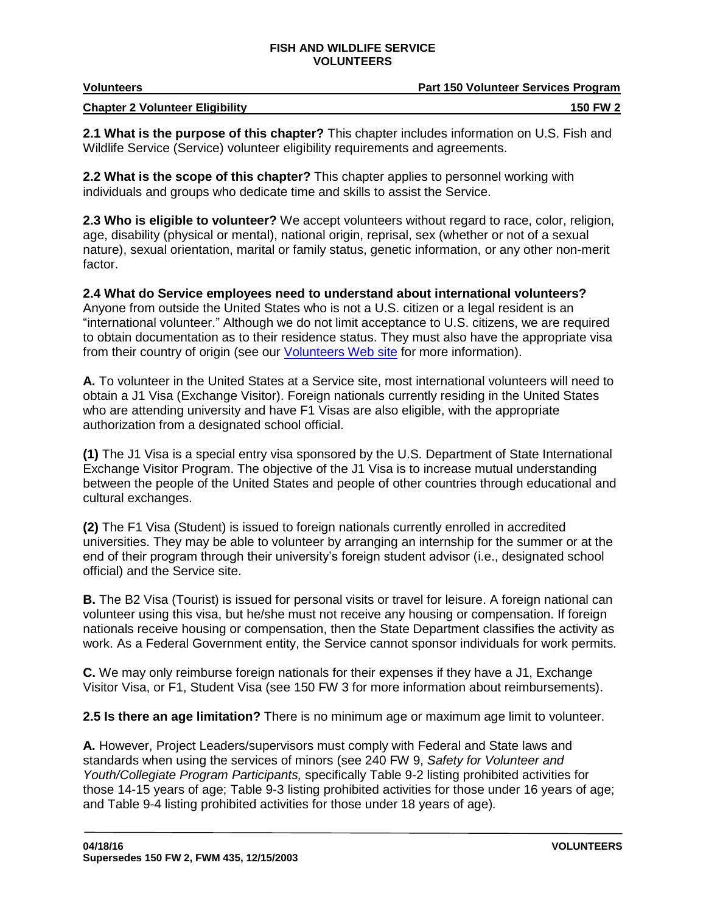# FISH AND WILDLIFE SERVICE VOLUNTEERS

**Volunteers** — **Part 150 Volunteer Services Program**

**Chapter 2 Volunteer Eligibility** — **150 FW 2**

**2.1 What is the purpose of this chapter?** This chapter includes information on U.S. Fish and Wildlife Service (Service) volunteer eligibility requirements and agreements.

**2.2 What is the scope of this chapter?** This chapter applies to personnel working with individuals and groups who dedicate time and skills to assist the Service.

**2.3 Who is eligible to volunteer?** We accept volunteers without regard to race, color, religion, age, disability (physical or mental), national origin, reprisal, sex (whether or not of a sexual nature), sexual orientation, marital or family status, genetic information, or any other non-merit factor.

**2.4 What do Service employees need to understand about international volunteers?** Anyone from outside the United States who is not a U.S. citizen or a legal resident is an "international volunteer." Although we do not limit acceptance to U.S. citizens, we are required to obtain documentation as to their residence status. They must also have the appropriate visa from their country of origin (see our Volunteers Web site for more information).

**A.** To volunteer in the United States at a Service site, most international volunteers will need to obtain a J1 Visa (Exchange Visitor). Foreign nationals currently residing in the United States who are attending university and have F1 Visas are also eligible, with the appropriate authorization from a designated school official.

**(1)** The J1 Visa is a special entry visa sponsored by the U.S. Department of State International Exchange Visitor Program. The objective of the J1 Visa is to increase mutual understanding between the people of the United States and people of other countries through educational and cultural exchanges.

**(2)** The F1 Visa (Student) is issued to foreign nationals currently enrolled in accredited universities. They may be able to volunteer by arranging an internship for the summer or at the end of their program through their university's foreign student advisor (i.e., designated school official) and the Service site.

**B.** The B2 Visa (Tourist) is issued for personal visits or travel for leisure. A foreign national can volunteer using this visa, but he/she must not receive any housing or compensation. If foreign nationals receive housing or compensation, then the State Department classifies the activity as work. As a Federal Government entity, the Service cannot sponsor individuals for work permits.

**C.** We may only reimburse foreign nationals for their expenses if they have a J1, Exchange Visitor Visa, or F1, Student Visa (see 150 FW 3 for more information about reimbursements).

**2.5 Is there an age limitation?** There is no minimum age or maximum age limit to volunteer.

**A.** However, Project Leaders/supervisors must comply with Federal and State laws and standards when using the services of minors (see 240 FW 9, *Safety for Volunteer and Youth/Collegiate Program Participants,* specifically Table 9-2 listing prohibited activities for those 14-15 years of age; Table 9-3 listing prohibited activities for those under 16 years of age; and Table 9-4 listing prohibited activities for those under 18 years of age).

04/18/16
Supersedes 150 FW 2, FWM 435, 12/15/2003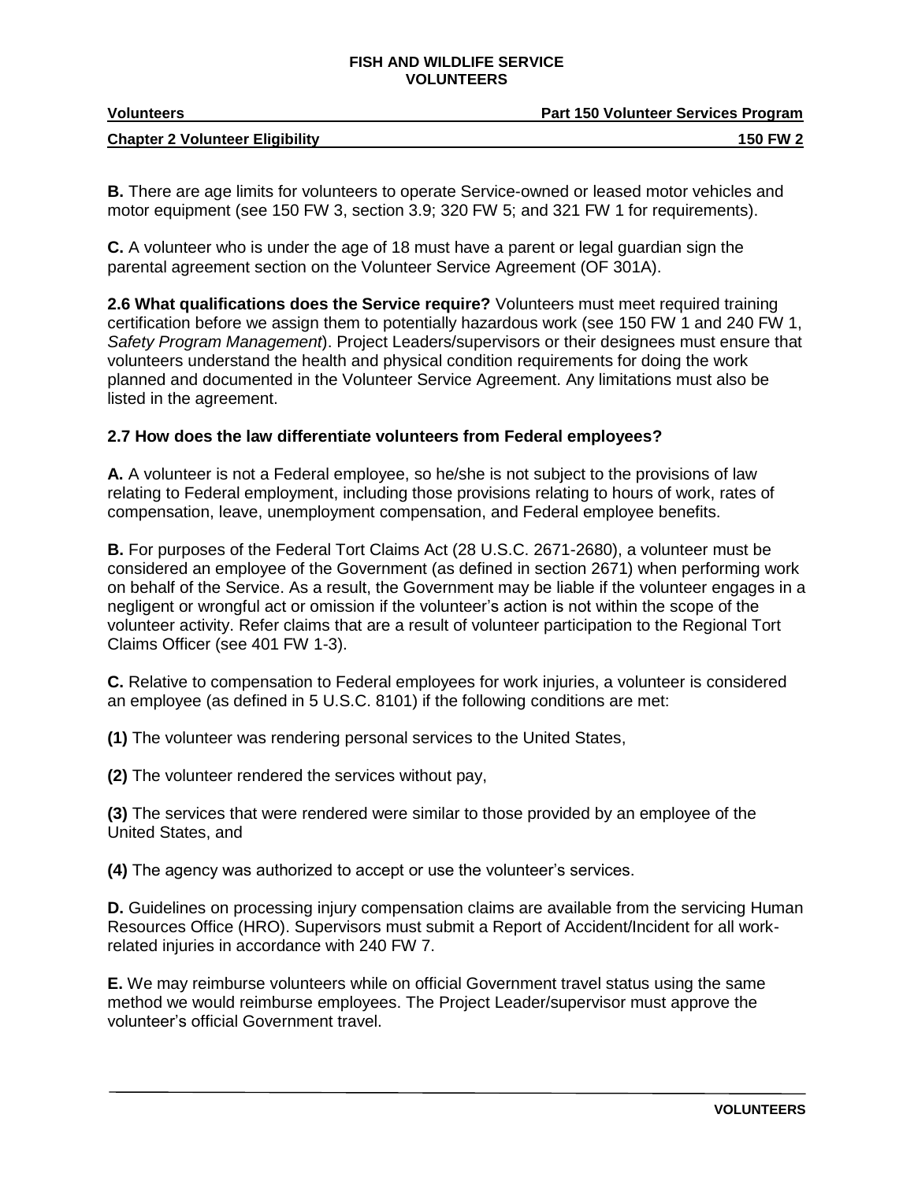**B.** There are age limits for volunteers to operate Service-owned or leased motor vehicles and motor equipment (see 150 FW 3, section 3.9; 320 FW 5; and 321 FW 1 for requirements).

**C.** A volunteer who is under the age of 18 must have a parent or legal guardian sign the parental agreement section on the Volunteer Service Agreement (OF 301A).

**2.6 What qualifications does the Service require?** Volunteers must meet required training certification before we assign them to potentially hazardous work (see 150 FW 1 and 240 FW 1, *Safety Program Management*). Project Leaders/supervisors or their designees must ensure that volunteers understand the health and physical condition requirements for doing the work planned and documented in the Volunteer Service Agreement. Any limitations must also be listed in the agreement.

**2.7 How does the law differentiate volunteers from Federal employees?**

**A.** A volunteer is not a Federal employee, so he/she is not subject to the provisions of law relating to Federal employment, including those provisions relating to hours of work, rates of compensation, leave, unemployment compensation, and Federal employee benefits.

**B.** For purposes of the Federal Tort Claims Act (28 U.S.C. 2671-2680), a volunteer must be considered an employee of the Government (as defined in section 2671) when performing work on behalf of the Service. As a result, the Government may be liable if the volunteer engages in a negligent or wrongful act or omission if the volunteer's action is not within the scope of the volunteer activity. Refer claims that are a result of volunteer participation to the Regional Tort Claims Officer (see 401 FW 1-3).

**C.** Relative to compensation to Federal employees for work injuries, a volunteer is considered an employee (as defined in 5 U.S.C. 8101) if the following conditions are met:

**(1)** The volunteer was rendering personal services to the United States,

**(2)** The volunteer rendered the services without pay,

**(3)** The services that were rendered were similar to those provided by an employee of the United States, and

**(4)** The agency was authorized to accept or use the volunteer's services.

**D.** Guidelines on processing injury compensation claims are available from the servicing Human Resources Office (HRO). Supervisors must submit a Report of Accident/Incident for all work-related injuries in accordance with 240 FW 7.

**E.** We may reimburse volunteers while on official Government travel status using the same method we would reimburse employees. The Project Leader/supervisor must approve the volunteer's official Government travel.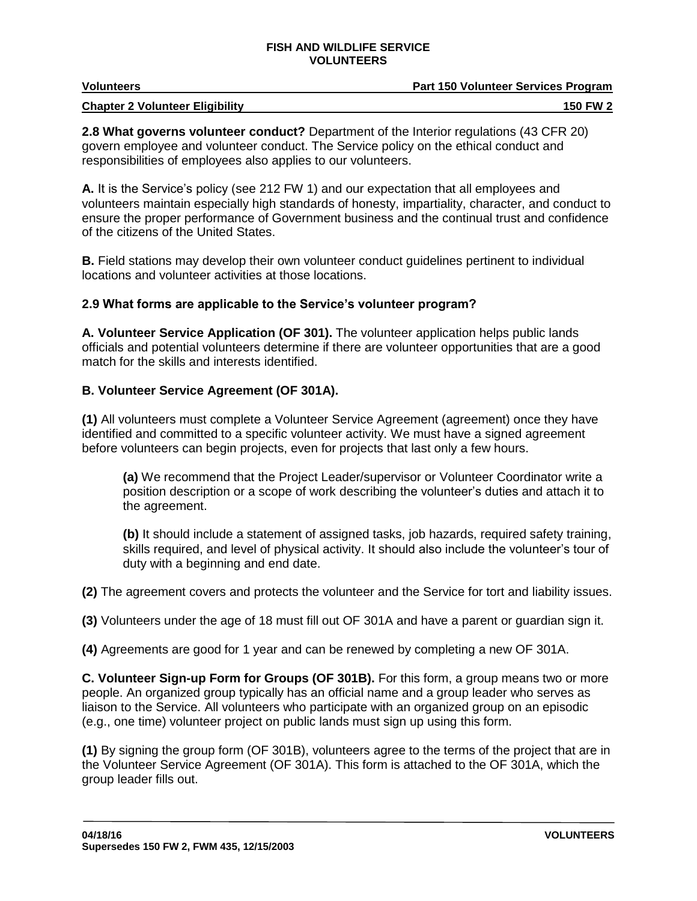**2.8 What governs volunteer conduct?** Department of the Interior regulations (43 CFR 20) govern employee and volunteer conduct. The Service policy on the ethical conduct and responsibilities of employees also applies to our volunteers.

**A.** It is the Service's policy (see 212 FW 1) and our expectation that all employees and volunteers maintain especially high standards of honesty, impartiality, character, and conduct to ensure the proper performance of Government business and the continual trust and confidence of the citizens of the United States.

**B.** Field stations may develop their own volunteer conduct guidelines pertinent to individual locations and volunteer activities at those locations.

**2.9 What forms are applicable to the Service's volunteer program?**

**A. Volunteer Service Application (OF 301).** The volunteer application helps public lands officials and potential volunteers determine if there are volunteer opportunities that are a good match for the skills and interests identified.

**B. Volunteer Service Agreement (OF 301A).**

**(1)** All volunteers must complete a Volunteer Service Agreement (agreement) once they have identified and committed to a specific volunteer activity. We must have a signed agreement before volunteers can begin projects, even for projects that last only a few hours.

> **(a)** We recommend that the Project Leader/supervisor or Volunteer Coordinator write a position description or a scope of work describing the volunteer's duties and attach it to the agreement.
>
> **(b)** It should include a statement of assigned tasks, job hazards, required safety training, skills required, and level of physical activity. It should also include the volunteer's tour of duty with a beginning and end date.

**(2)** The agreement covers and protects the volunteer and the Service for tort and liability issues.

**(3)** Volunteers under the age of 18 must fill out OF 301A and have a parent or guardian sign it.

**(4)** Agreements are good for 1 year and can be renewed by completing a new OF 301A.

**C. Volunteer Sign-up Form for Groups (OF 301B).** For this form, a group means two or more people. An organized group typically has an official name and a group leader who serves as liaison to the Service. All volunteers who participate with an organized group on an episodic (e.g., one time) volunteer project on public lands must sign up using this form.

**(1)** By signing the group form (OF 301B), volunteers agree to the terms of the project that are in the Volunteer Service Agreement (OF 301A). This form is attached to the OF 301A, which the group leader fills out.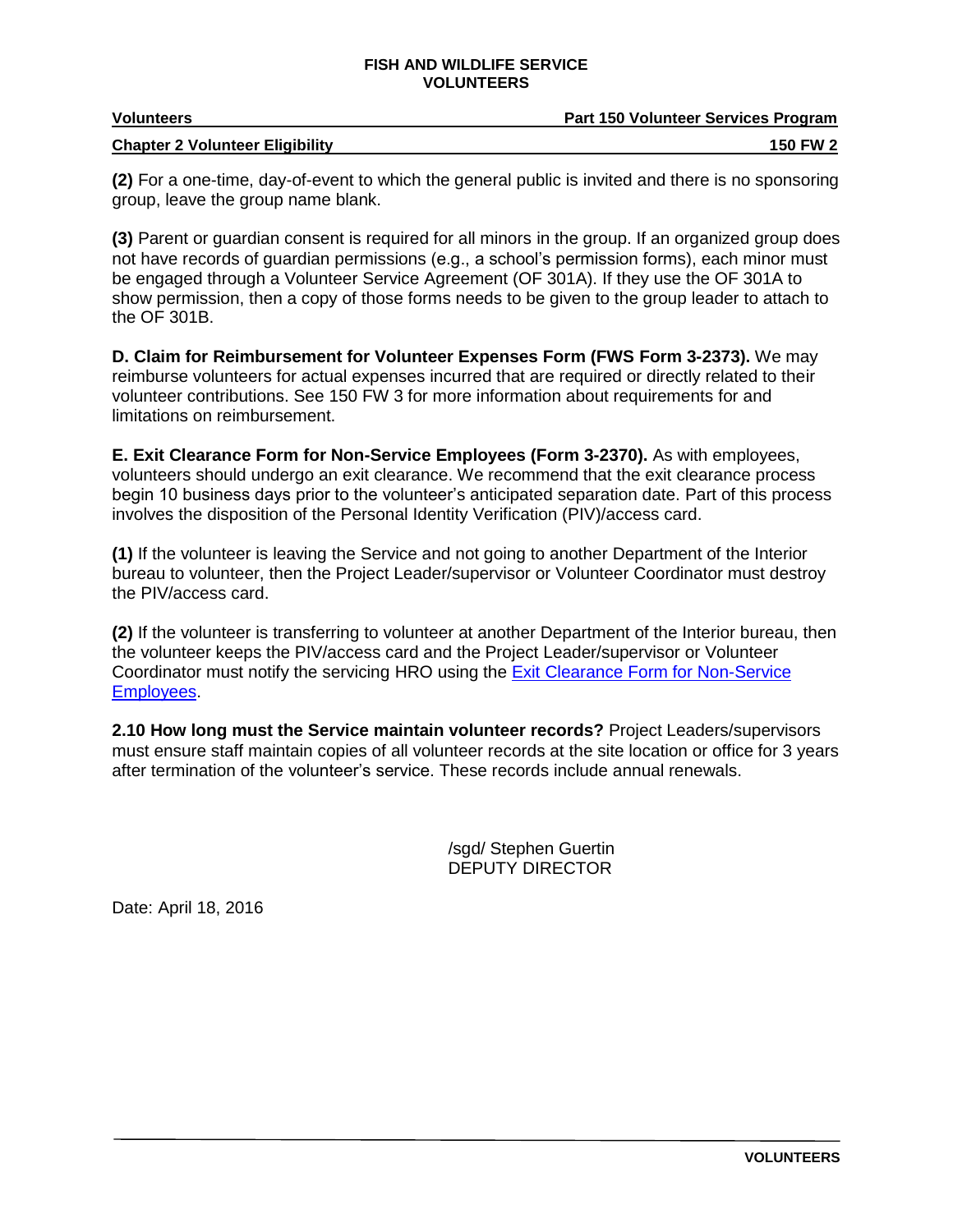**(2)** For a one-time, day-of-event to which the general public is invited and there is no sponsoring group, leave the group name blank.

**(3)** Parent or guardian consent is required for all minors in the group. If an organized group does not have records of guardian permissions (e.g., a school's permission forms), each minor must be engaged through a Volunteer Service Agreement (OF 301A). If they use the OF 301A to show permission, then a copy of those forms needs to be given to the group leader to attach to the OF 301B.

**D. Claim for Reimbursement for Volunteer Expenses Form (FWS Form 3-2373).** We may reimburse volunteers for actual expenses incurred that are required or directly related to their volunteer contributions. See 150 FW 3 for more information about requirements for and limitations on reimbursement.

**E. Exit Clearance Form for Non-Service Employees (Form 3-2370).** As with employees, volunteers should undergo an exit clearance. We recommend that the exit clearance process begin 10 business days prior to the volunteer's anticipated separation date. Part of this process involves the disposition of the Personal Identity Verification (PIV)/access card.

**(1)** If the volunteer is leaving the Service and not going to another Department of the Interior bureau to volunteer, then the Project Leader/supervisor or Volunteer Coordinator must destroy the PIV/access card.

**(2)** If the volunteer is transferring to volunteer at another Department of the Interior bureau, then the volunteer keeps the PIV/access card and the Project Leader/supervisor or Volunteer Coordinator must notify the servicing HRO using the Exit Clearance Form for Non-Service Employees.

**2.10 How long must the Service maintain volunteer records?** Project Leaders/supervisors must ensure staff maintain copies of all volunteer records at the site location or office for 3 years after termination of the volunteer's service. These records include annual renewals.

/sgd/ Stephen Guertin
DEPUTY DIRECTOR

Date: April 18, 2016